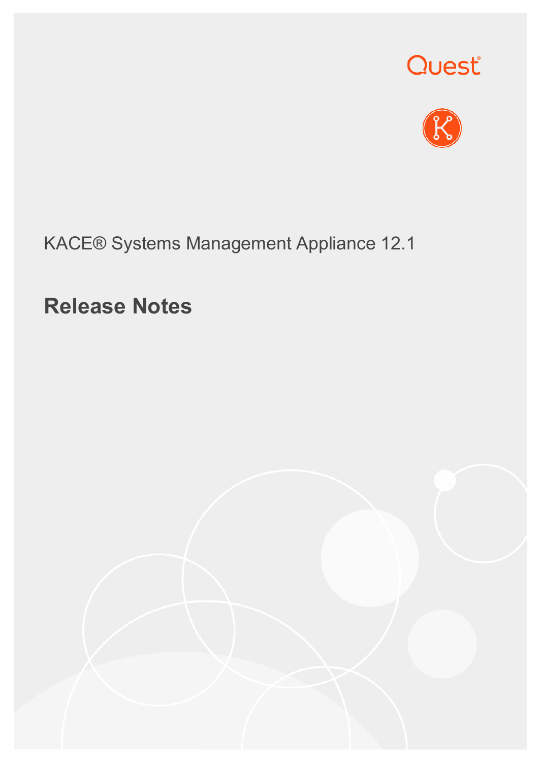KACE® Systems Management Appliance 12.1

# Release Notes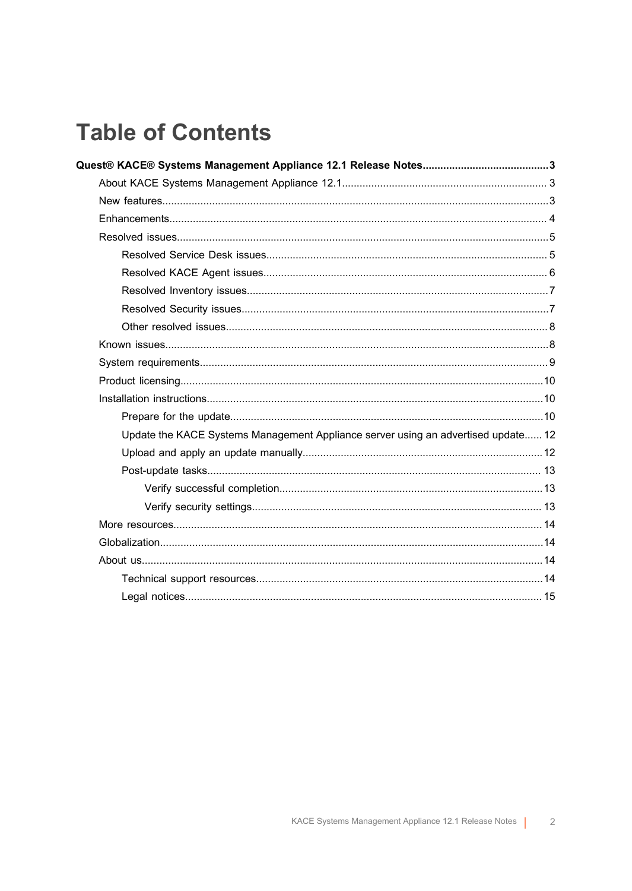# Table of Contents

**Quest® KACE® Systems Management Appliance 12.1 Release Notes..........3**

- About KACE Systems Management Appliance 12.1..........3
- New features..........3
- Enhancements..........4
- Resolved issues..........5
  - Resolved Service Desk issues..........5
  - Resolved KACE Agent issues..........6
  - Resolved Inventory issues..........7
  - Resolved Security issues..........7
  - Other resolved issues..........8
- Known issues..........8
- System requirements..........9
- Product licensing..........10
- Installation instructions..........10
  - Prepare for the update..........10
  - Update the KACE Systems Management Appliance server using an advertised update..........12
  - Upload and apply an update manually..........12
  - Post-update tasks..........13
    - Verify successful completion..........13
    - Verify security settings..........13
- More resources..........14
- Globalization..........14
- About us..........14
  - Technical support resources..........14
  - Legal notices..........15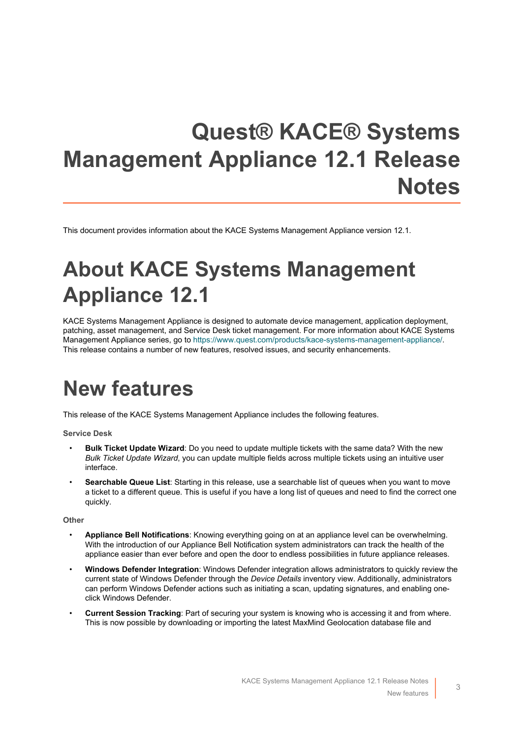# Quest® KACE® Systems Management Appliance 12.1 Release Notes

This document provides information about the KACE Systems Management Appliance version 12.1.

# About KACE Systems Management Appliance 12.1

KACE Systems Management Appliance is designed to automate device management, application deployment, patching, asset management, and Service Desk ticket management. For more information about KACE Systems Management Appliance series, go to https://www.quest.com/products/kace-systems-management-appliance/. This release contains a number of new features, resolved issues, and security enhancements.

# New features

This release of the KACE Systems Management Appliance includes the following features.

**Service Desk**

- **Bulk Ticket Update Wizard**: Do you need to update multiple tickets with the same data? With the new *Bulk Ticket Update Wizard*, you can update multiple fields across multiple tickets using an intuitive user interface.
- **Searchable Queue List**: Starting in this release, use a searchable list of queues when you want to move a ticket to a different queue. This is useful if you have a long list of queues and need to find the correct one quickly.

**Other**

- **Appliance Bell Notifications**: Knowing everything going on at an appliance level can be overwhelming. With the introduction of our Appliance Bell Notification system administrators can track the health of the appliance easier than ever before and open the door to endless possibilities in future appliance releases.
- **Windows Defender Integration**: Windows Defender integration allows administrators to quickly review the current state of Windows Defender through the *Device Details* inventory view. Additionally, administrators can perform Windows Defender actions such as initiating a scan, updating signatures, and enabling one-click Windows Defender.
- **Current Session Tracking**: Part of securing your system is knowing who is accessing it and from where. This is now possible by downloading or importing the latest MaxMind Geolocation database file and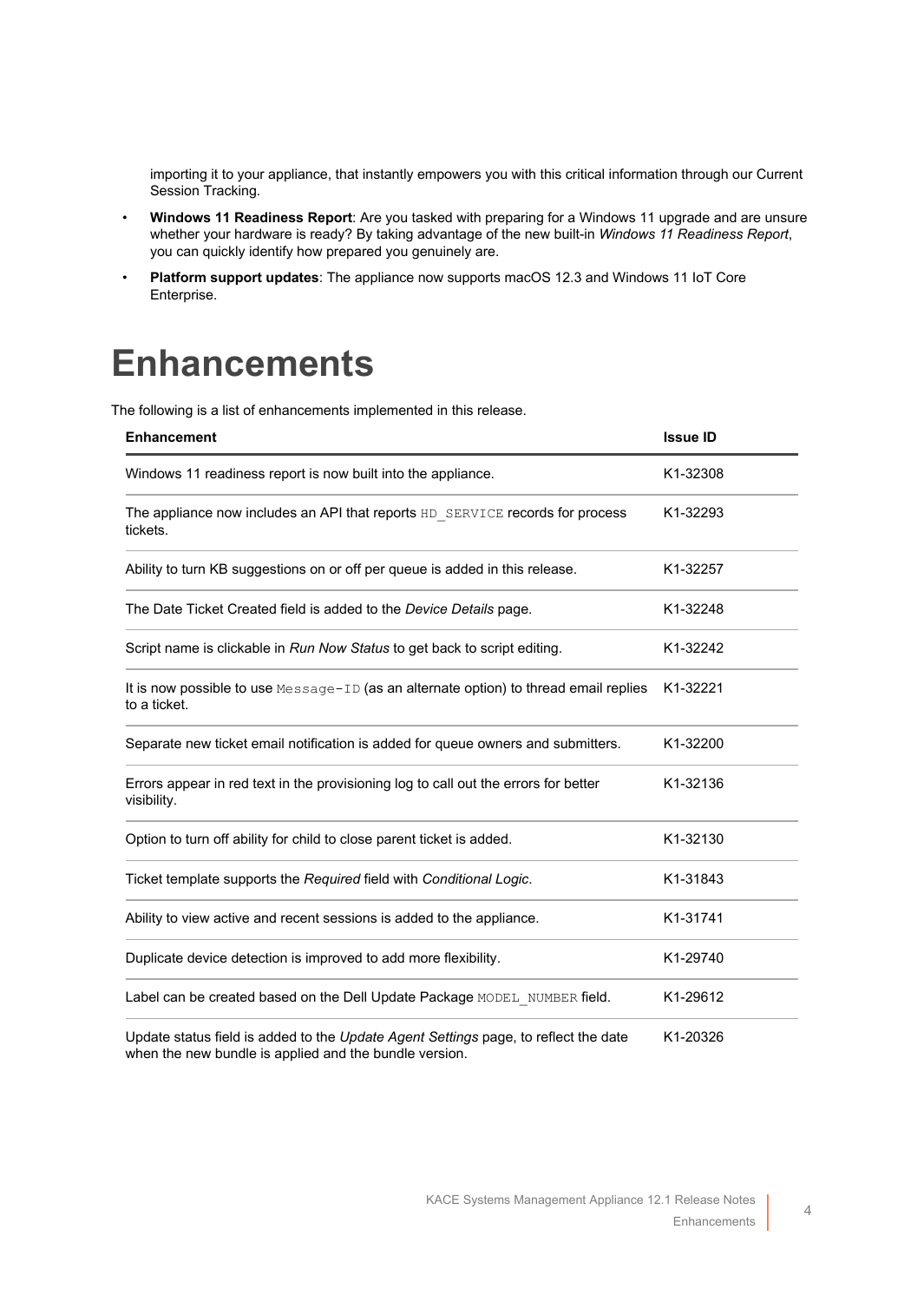importing it to your appliance, that instantly empowers you with this critical information through our Current Session Tracking.

- **Windows 11 Readiness Report**: Are you tasked with preparing for a Windows 11 upgrade and are unsure whether your hardware is ready? By taking advantage of the new built-in *Windows 11 Readiness Report*, you can quickly identify how prepared you genuinely are.
- **Platform support updates**: The appliance now supports macOS 12.3 and Windows 11 IoT Core Enterprise.

# Enhancements

The following is a list of enhancements implemented in this release.

| Enhancement | Issue ID |
|---|---|
| Windows 11 readiness report is now built into the appliance. | K1-32308 |
| The appliance now includes an API that reports `HD_SERVICE` records for process tickets. | K1-32293 |
| Ability to turn KB suggestions on or off per queue is added in this release. | K1-32257 |
| The Date Ticket Created field is added to the *Device Details* page. | K1-32248 |
| Script name is clickable in *Run Now Status* to get back to script editing. | K1-32242 |
| It is now possible to use `Message-ID` (as an alternate option) to thread email replies to a ticket. | K1-32221 |
| Separate new ticket email notification is added for queue owners and submitters. | K1-32200 |
| Errors appear in red text in the provisioning log to call out the errors for better visibility. | K1-32136 |
| Option to turn off ability for child to close parent ticket is added. | K1-32130 |
| Ticket template supports the *Required* field with *Conditional Logic*. | K1-31843 |
| Ability to view active and recent sessions is added to the appliance. | K1-31741 |
| Duplicate device detection is improved to add more flexibility. | K1-29740 |
| Label can be created based on the Dell Update Package `MODEL_NUMBER` field. | K1-29612 |
| Update status field is added to the *Update Agent Settings* page, to reflect the date when the new bundle is applied and the bundle version. | K1-20326 |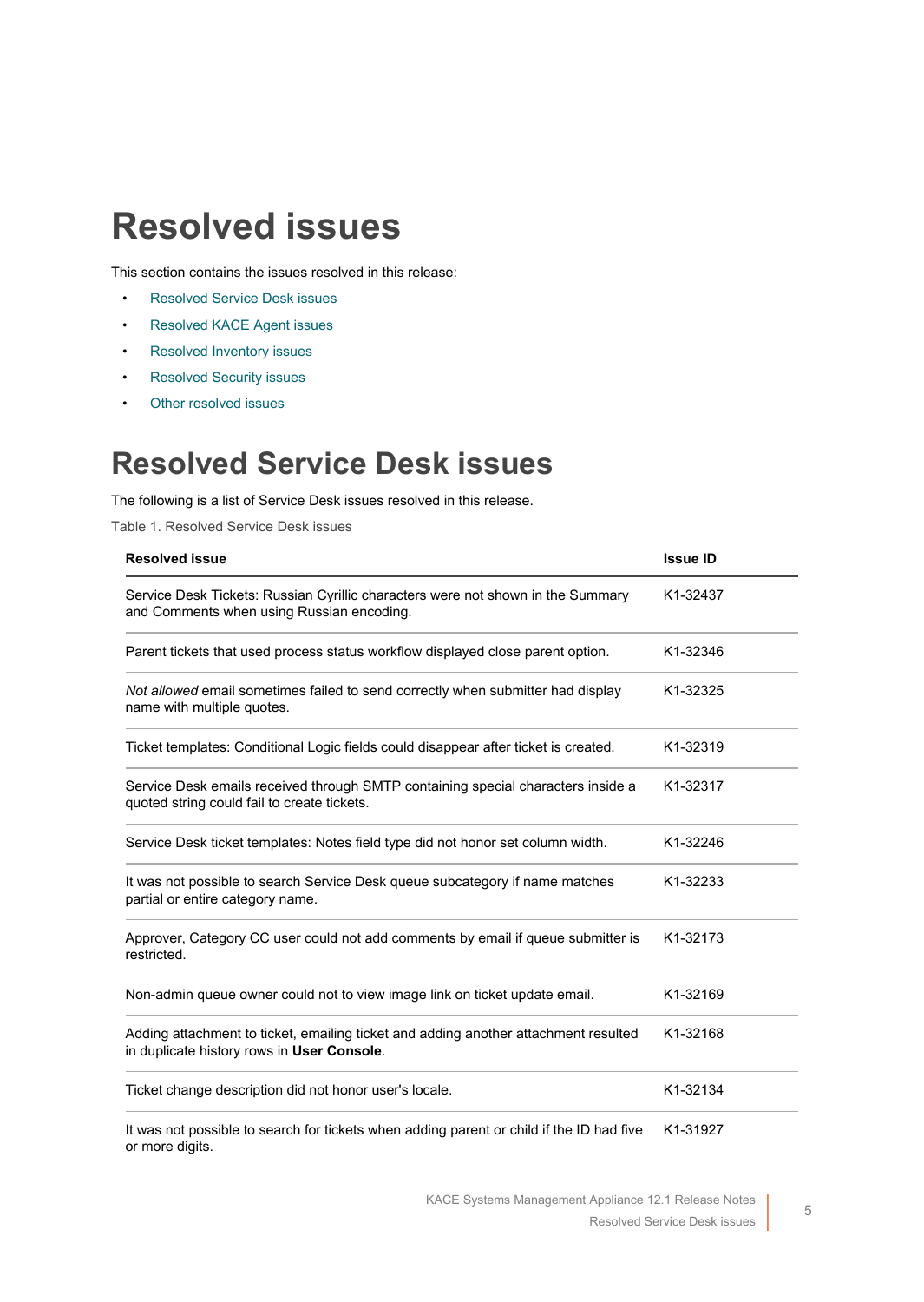# Resolved issues

This section contains the issues resolved in this release:

- Resolved Service Desk issues
- Resolved KACE Agent issues
- Resolved Inventory issues
- Resolved Security issues
- Other resolved issues

## Resolved Service Desk issues

The following is a list of Service Desk issues resolved in this release.

Table 1. Resolved Service Desk issues

| Resolved issue | Issue ID |
| --- | --- |
| Service Desk Tickets: Russian Cyrillic characters were not shown in the Summary and Comments when using Russian encoding. | K1-32437 |
| Parent tickets that used process status workflow displayed close parent option. | K1-32346 |
| *Not allowed* email sometimes failed to send correctly when submitter had display name with multiple quotes. | K1-32325 |
| Ticket templates: Conditional Logic fields could disappear after ticket is created. | K1-32319 |
| Service Desk emails received through SMTP containing special characters inside a quoted string could fail to create tickets. | K1-32317 |
| Service Desk ticket templates: Notes field type did not honor set column width. | K1-32246 |
| It was not possible to search Service Desk queue subcategory if name matches partial or entire category name. | K1-32233 |
| Approver, Category CC user could not add comments by email if queue submitter is restricted. | K1-32173 |
| Non-admin queue owner could not to view image link on ticket update email. | K1-32169 |
| Adding attachment to ticket, emailing ticket and adding another attachment resulted in duplicate history rows in **User Console**. | K1-32168 |
| Ticket change description did not honor user's locale. | K1-32134 |
| It was not possible to search for tickets when adding parent or child if the ID had five or more digits. | K1-31927 |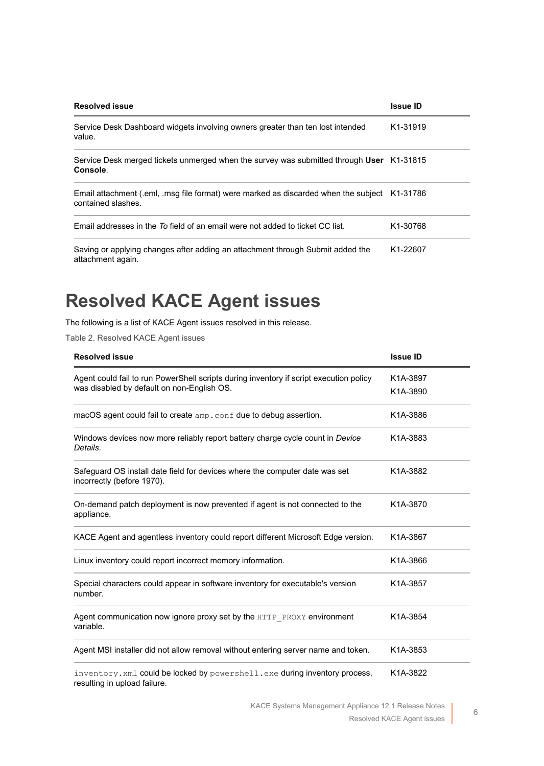| Resolved issue | Issue ID |
| --- | --- |
| Service Desk Dashboard widgets involving owners greater than ten lost intended value. | K1-31919 |
| Service Desk merged tickets unmerged when the survey was submitted through **User Console**. | K1-31815 |
| Email attachment (.eml, .msg file format) were marked as discarded when the subject contained slashes. | K1-31786 |
| Email addresses in the *To* field of an email were not added to ticket CC list. | K1-30768 |
| Saving or applying changes after adding an attachment through Submit added the attachment again. | K1-22607 |

# Resolved KACE Agent issues

The following is a list of KACE Agent issues resolved in this release.

Table 2. Resolved KACE Agent issues

| Resolved issue | Issue ID |
| --- | --- |
| Agent could fail to run PowerShell scripts during inventory if script execution policy was disabled by default on non-English OS. | K1A-3897<br>K1A-3890 |
| macOS agent could fail to create `amp.conf` due to debug assertion. | K1A-3886 |
| Windows devices now more reliably report battery charge cycle count in *Device Details*. | K1A-3883 |
| Safeguard OS install date field for devices where the computer date was set incorrectly (before 1970). | K1A-3882 |
| On-demand patch deployment is now prevented if agent is not connected to the appliance. | K1A-3870 |
| KACE Agent and agentless inventory could report different Microsoft Edge version. | K1A-3867 |
| Linux inventory could report incorrect memory information. | K1A-3866 |
| Special characters could appear in software inventory for executable's version number. | K1A-3857 |
| Agent communication now ignore proxy set by the `HTTP_PROXY` environment variable. | K1A-3854 |
| Agent MSI installer did not allow removal without entering server name and token. | K1A-3853 |
| `inventory.xml` could be locked by `powershell.exe` during inventory process, resulting in upload failure. | K1A-3822 |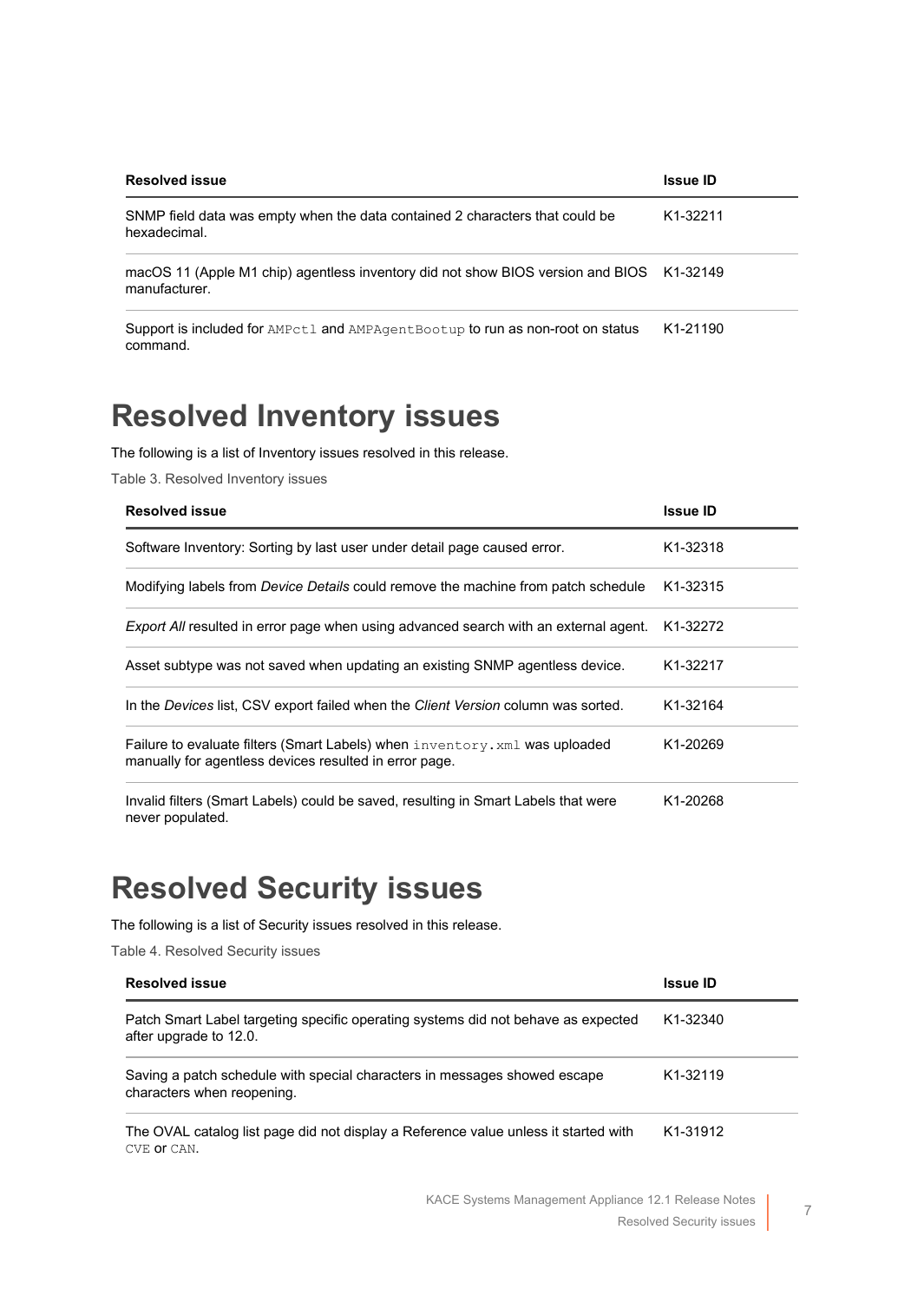| Resolved issue | Issue ID |
| --- | --- |
| SNMP field data was empty when the data contained 2 characters that could be hexadecimal. | K1-32211 |
| macOS 11 (Apple M1 chip) agentless inventory did not show BIOS version and BIOS manufacturer. | K1-32149 |
| Support is included for `AMPctl` and `AMPAgentBootup` to run as non-root on status command. | K1-21190 |

# Resolved Inventory issues

The following is a list of Inventory issues resolved in this release.

Table 3. Resolved Inventory issues

| Resolved issue | Issue ID |
| --- | --- |
| Software Inventory: Sorting by last user under detail page caused error. | K1-32318 |
| Modifying labels from *Device Details* could remove the machine from patch schedule | K1-32315 |
| *Export All* resulted in error page when using advanced search with an external agent. | K1-32272 |
| Asset subtype was not saved when updating an existing SNMP agentless device. | K1-32217 |
| In the *Devices* list, CSV export failed when the *Client Version* column was sorted. | K1-32164 |
| Failure to evaluate filters (Smart Labels) when `inventory.xml` was uploaded manually for agentless devices resulted in error page. | K1-20269 |
| Invalid filters (Smart Labels) could be saved, resulting in Smart Labels that were never populated. | K1-20268 |

# Resolved Security issues

The following is a list of Security issues resolved in this release.

Table 4. Resolved Security issues

| Resolved issue | Issue ID |
| --- | --- |
| Patch Smart Label targeting specific operating systems did not behave as expected after upgrade to 12.0. | K1-32340 |
| Saving a patch schedule with special characters in messages showed escape characters when reopening. | K1-32119 |
| The OVAL catalog list page did not display a Reference value unless it started with `CVE` or `CAN`. | K1-31912 |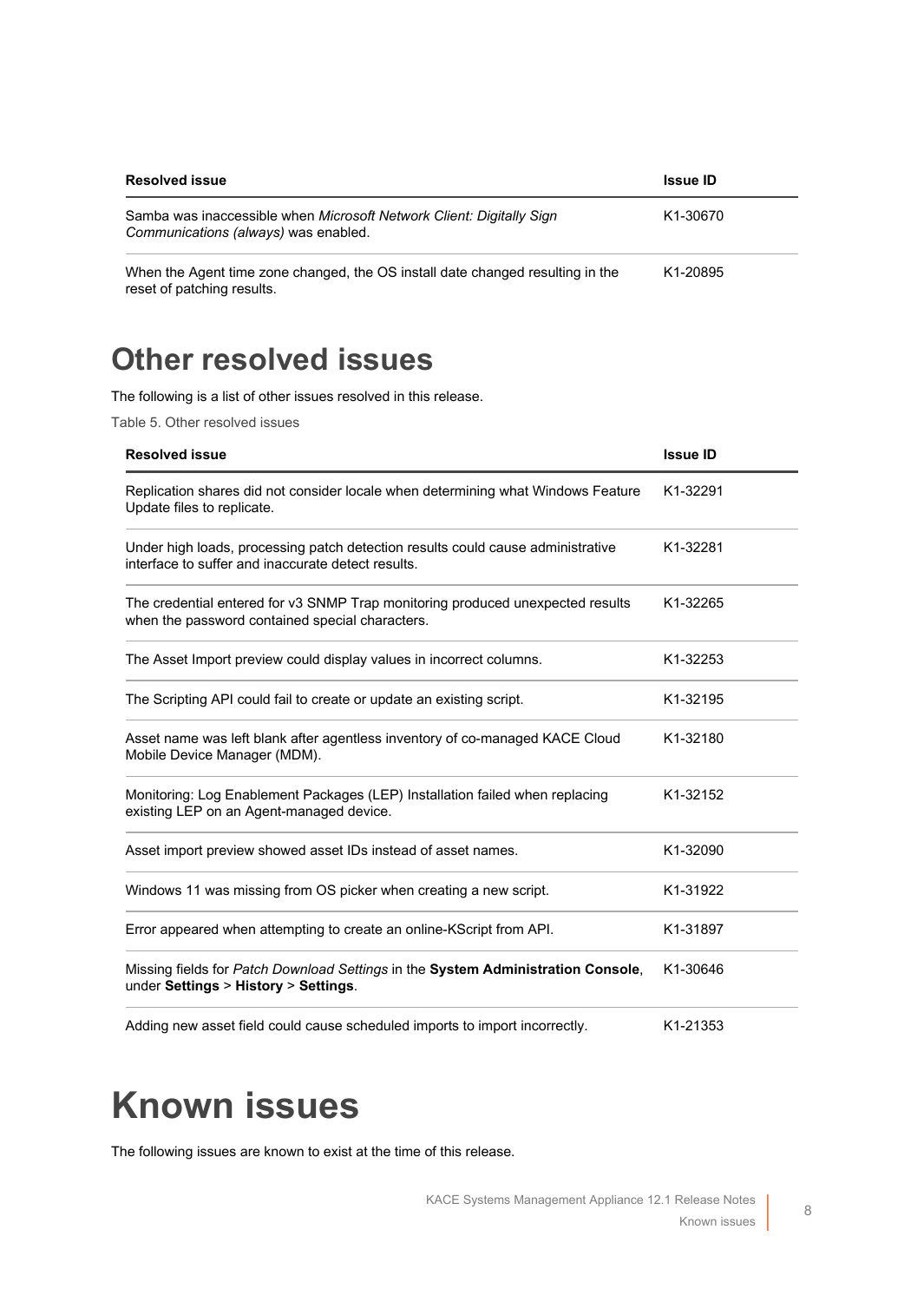| Resolved issue | Issue ID |
| --- | --- |
| Samba was inaccessible when *Microsoft Network Client: Digitally Sign Communications (always)* was enabled. | K1-30670 |
| When the Agent time zone changed, the OS install date changed resulting in the reset of patching results. | K1-20895 |

## Other resolved issues

The following is a list of other issues resolved in this release.

Table 5. Other resolved issues

| Resolved issue | Issue ID |
| --- | --- |
| Replication shares did not consider locale when determining what Windows Feature Update files to replicate. | K1-32291 |
| Under high loads, processing patch detection results could cause administrative interface to suffer and inaccurate detect results. | K1-32281 |
| The credential entered for v3 SNMP Trap monitoring produced unexpected results when the password contained special characters. | K1-32265 |
| The Asset Import preview could display values in incorrect columns. | K1-32253 |
| The Scripting API could fail to create or update an existing script. | K1-32195 |
| Asset name was left blank after agentless inventory of co-managed KACE Cloud Mobile Device Manager (MDM). | K1-32180 |
| Monitoring: Log Enablement Packages (LEP) Installation failed when replacing existing LEP on an Agent-managed device. | K1-32152 |
| Asset import preview showed asset IDs instead of asset names. | K1-32090 |
| Windows 11 was missing from OS picker when creating a new script. | K1-31922 |
| Error appeared when attempting to create an online-KScript from API. | K1-31897 |
| Missing fields for *Patch Download Settings* in the **System Administration Console**, under **Settings** > **History** > **Settings**. | K1-30646 |
| Adding new asset field could cause scheduled imports to import incorrectly. | K1-21353 |

# Known issues

The following issues are known to exist at the time of this release.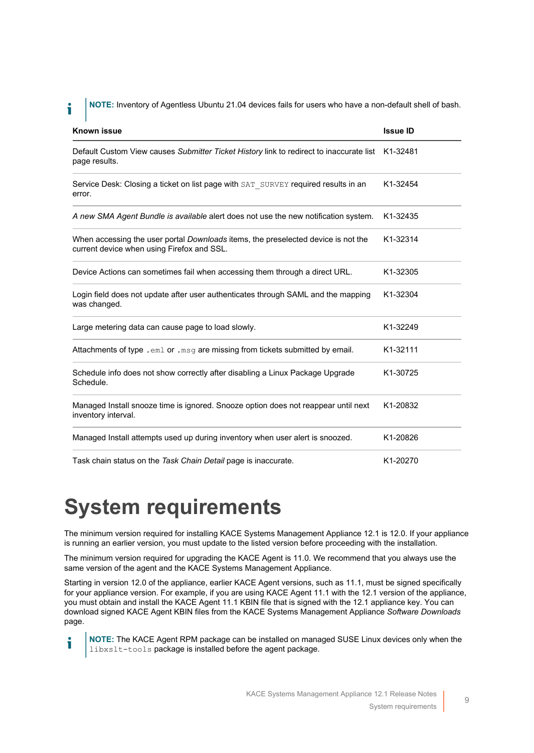**NOTE:** Inventory of Agentless Ubuntu 21.04 devices fails for users who have a non-default shell of bash.

| Known issue | Issue ID |
| --- | --- |
| Default Custom View causes *Submitter Ticket History* link to redirect to inaccurate list page results. | K1-32481 |
| Service Desk: Closing a ticket on list page with `SAT_SURVEY` required results in an error. | K1-32454 |
| *A new SMA Agent Bundle is available* alert does not use the new notification system. | K1-32435 |
| When accessing the user portal *Downloads* items, the preselected device is not the current device when using Firefox and SSL. | K1-32314 |
| Device Actions can sometimes fail when accessing them through a direct URL. | K1-32305 |
| Login field does not update after user authenticates through SAML and the mapping was changed. | K1-32304 |
| Large metering data can cause page to load slowly. | K1-32249 |
| Attachments of type `.eml` or `.msg` are missing from tickets submitted by email. | K1-32111 |
| Schedule info does not show correctly after disabling a Linux Package Upgrade Schedule. | K1-30725 |
| Managed Install snooze time is ignored. Snooze option does not reappear until next inventory interval. | K1-20832 |
| Managed Install attempts used up during inventory when user alert is snoozed. | K1-20826 |
| Task chain status on the *Task Chain Detail* page is inaccurate. | K1-20270 |

# System requirements

The minimum version required for installing KACE Systems Management Appliance 12.1 is 12.0. If your appliance is running an earlier version, you must update to the listed version before proceeding with the installation.

The minimum version required for upgrading the KACE Agent is 11.0. We recommend that you always use the same version of the agent and the KACE Systems Management Appliance.

Starting in version 12.0 of the appliance, earlier KACE Agent versions, such as 11.1, must be signed specifically for your appliance version. For example, if you are using KACE Agent 11.1 with the 12.1 version of the appliance, you must obtain and install the KACE Agent 11.1 KBIN file that is signed with the 12.1 appliance key. You can download signed KACE Agent KBIN files from the KACE Systems Management Appliance *Software Downloads* page.

**NOTE:** The KACE Agent RPM package can be installed on managed SUSE Linux devices only when the `libxslt-tools` package is installed before the agent package.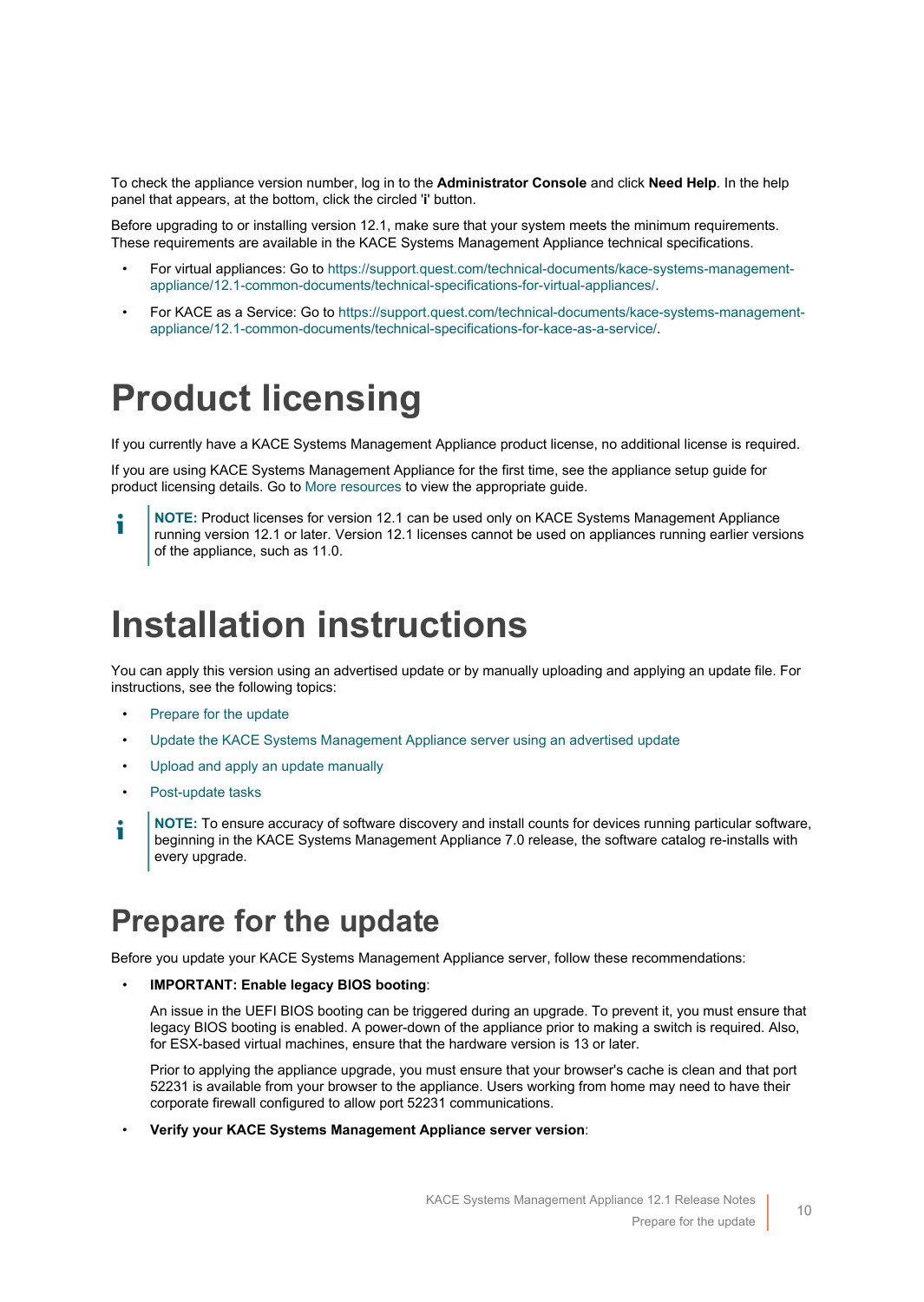To check the appliance version number, log in to the **Administrator Console** and click **Need Help**. In the help panel that appears, at the bottom, click the circled '**i**' button.

Before upgrading to or installing version 12.1, make sure that your system meets the minimum requirements. These requirements are available in the KACE Systems Management Appliance technical specifications.

- For virtual appliances: Go to https://support.quest.com/technical-documents/kace-systems-management-appliance/12.1-common-documents/technical-specifications-for-virtual-appliances/.
- For KACE as a Service: Go to https://support.quest.com/technical-documents/kace-systems-management-appliance/12.1-common-documents/technical-specifications-for-kace-as-a-service/.

# Product licensing

If you currently have a KACE Systems Management Appliance product license, no additional license is required.

If you are using KACE Systems Management Appliance for the first time, see the appliance setup guide for product licensing details. Go to More resources to view the appropriate guide.

> **NOTE:** Product licenses for version 12.1 can be used only on KACE Systems Management Appliance running version 12.1 or later. Version 12.1 licenses cannot be used on appliances running earlier versions of the appliance, such as 11.0.

# Installation instructions

You can apply this version using an advertised update or by manually uploading and applying an update file. For instructions, see the following topics:

- Prepare for the update
- Update the KACE Systems Management Appliance server using an advertised update
- Upload and apply an update manually
- Post-update tasks

> **NOTE:** To ensure accuracy of software discovery and install counts for devices running particular software, beginning in the KACE Systems Management Appliance 7.0 release, the software catalog re-installs with every upgrade.

## Prepare for the update

Before you update your KACE Systems Management Appliance server, follow these recommendations:

- **IMPORTANT: Enable legacy BIOS booting**:

  An issue in the UEFI BIOS booting can be triggered during an upgrade. To prevent it, you must ensure that legacy BIOS booting is enabled. A power-down of the appliance prior to making a switch is required. Also, for ESX-based virtual machines, ensure that the hardware version is 13 or later.

  Prior to applying the appliance upgrade, you must ensure that your browser's cache is clean and that port 52231 is available from your browser to the appliance. Users working from home may need to have their corporate firewall configured to allow port 52231 communications.

- **Verify your KACE Systems Management Appliance server version**: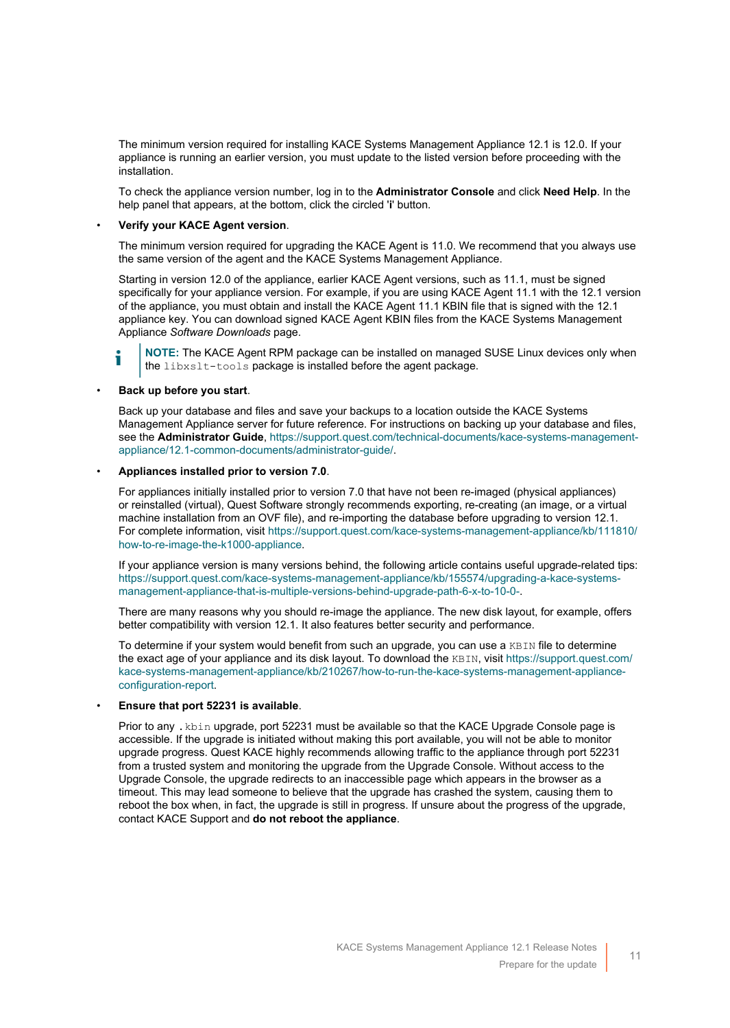The minimum version required for installing KACE Systems Management Appliance 12.1 is 12.0. If your appliance is running an earlier version, you must update to the listed version before proceeding with the installation.

To check the appliance version number, log in to the **Administrator Console** and click **Need Help**. In the help panel that appears, at the bottom, click the circled 'i' button.

- **Verify your KACE Agent version**.

  The minimum version required for upgrading the KACE Agent is 11.0. We recommend that you always use the same version of the agent and the KACE Systems Management Appliance.

  Starting in version 12.0 of the appliance, earlier KACE Agent versions, such as 11.1, must be signed specifically for your appliance version. For example, if you are using KACE Agent 11.1 with the 12.1 version of the appliance, you must obtain and install the KACE Agent 11.1 KBIN file that is signed with the 12.1 appliance key. You can download signed KACE Agent KBIN files from the KACE Systems Management Appliance *Software Downloads* page.

  > **NOTE:** The KACE Agent RPM package can be installed on managed SUSE Linux devices only when the `libxslt-tools` package is installed before the agent package.

- **Back up before you start**.

  Back up your database and files and save your backups to a location outside the KACE Systems Management Appliance server for future reference. For instructions on backing up your database and files, see the **Administrator Guide**, https://support.quest.com/technical-documents/kace-systems-management-appliance/12.1-common-documents/administrator-guide/.

- **Appliances installed prior to version 7.0**.

  For appliances initially installed prior to version 7.0 that have not been re-imaged (physical appliances) or reinstalled (virtual), Quest Software strongly recommends exporting, re-creating (an image, or a virtual machine installation from an OVF file), and re-importing the database before upgrading to version 12.1. For complete information, visit https://support.quest.com/kace-systems-management-appliance/kb/111810/how-to-re-image-the-k1000-appliance.

  If your appliance version is many versions behind, the following article contains useful upgrade-related tips: https://support.quest.com/kace-systems-management-appliance/kb/155574/upgrading-a-kace-systems-management-appliance-that-is-multiple-versions-behind-upgrade-path-6-x-to-10-0-.

  There are many reasons why you should re-image the appliance. The new disk layout, for example, offers better compatibility with version 12.1. It also features better security and performance.

  To determine if your system would benefit from such an upgrade, you can use a `KBIN` file to determine the exact age of your appliance and its disk layout. To download the `KBIN`, visit https://support.quest.com/kace-systems-management-appliance/kb/210267/how-to-run-the-kace-systems-management-appliance-configuration-report.

- **Ensure that port 52231 is available**.

  Prior to any `.kbin` upgrade, port 52231 must be available so that the KACE Upgrade Console page is accessible. If the upgrade is initiated without making this port available, you will not be able to monitor upgrade progress. Quest KACE highly recommends allowing traffic to the appliance through port 52231 from a trusted system and monitoring the upgrade from the Upgrade Console. Without access to the Upgrade Console, the upgrade redirects to an inaccessible page which appears in the browser as a timeout. This may lead someone to believe that the upgrade has crashed the system, causing them to reboot the box when, in fact, the upgrade is still in progress. If unsure about the progress of the upgrade, contact KACE Support and **do not reboot the appliance**.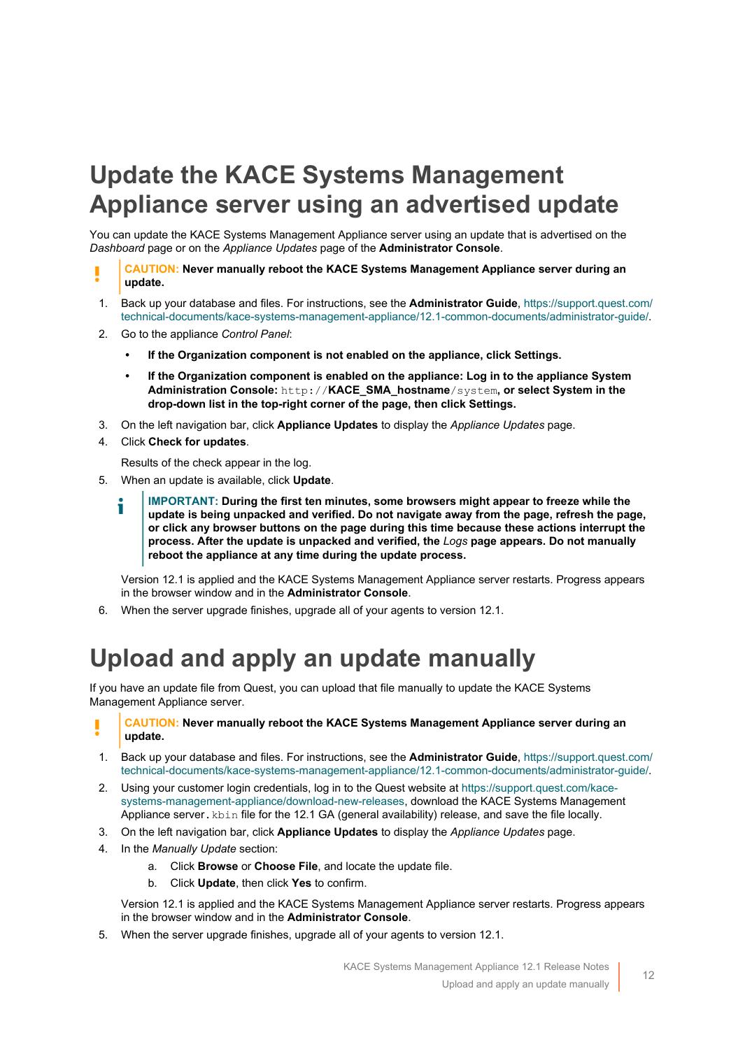# Update the KACE Systems Management Appliance server using an advertised update

You can update the KACE Systems Management Appliance server using an update that is advertised on the *Dashboard* page or on the *Appliance Updates* page of the **Administrator Console**.

> **CAUTION: Never manually reboot the KACE Systems Management Appliance server during an update.**

1. Back up your database and files. For instructions, see the **Administrator Guide**, https://support.quest.com/technical-documents/kace-systems-management-appliance/12.1-common-documents/administrator-guide/.
2. Go to the appliance *Control Panel*:
   - **If the Organization component is not enabled on the appliance, click Settings.**
   - **If the Organization component is enabled on the appliance: Log in to the appliance System Administration Console:** `http://`**KACE_SMA_hostname**`/system`**, or select System in the drop-down list in the top-right corner of the page, then click Settings.**
3. On the left navigation bar, click **Appliance Updates** to display the *Appliance Updates* page.
4. Click **Check for updates**.

   Results of the check appear in the log.
5. When an update is available, click **Update**.

   > **IMPORTANT: During the first ten minutes, some browsers might appear to freeze while the update is being unpacked and verified. Do not navigate away from the page, refresh the page, or click any browser buttons on the page during this time because these actions interrupt the process. After the update is unpacked and verified, the *Logs* page appears. Do not manually reboot the appliance at any time during the update process.**

   Version 12.1 is applied and the KACE Systems Management Appliance server restarts. Progress appears in the browser window and in the **Administrator Console**.
6. When the server upgrade finishes, upgrade all of your agents to version 12.1.

# Upload and apply an update manually

If you have an update file from Quest, you can upload that file manually to update the KACE Systems Management Appliance server.

> **CAUTION: Never manually reboot the KACE Systems Management Appliance server during an update.**

1. Back up your database and files. For instructions, see the **Administrator Guide**, https://support.quest.com/technical-documents/kace-systems-management-appliance/12.1-common-documents/administrator-guide/.
2. Using your customer login credentials, log in to the Quest website at https://support.quest.com/kace-systems-management-appliance/download-new-releases, download the KACE Systems Management Appliance server `.kbin` file for the 12.1 GA (general availability) release, and save the file locally.
3. On the left navigation bar, click **Appliance Updates** to display the *Appliance Updates* page.
4. In the *Manually Update* section:
   a. Click **Browse** or **Choose File**, and locate the update file.
   b. Click **Update**, then click **Yes** to confirm.

   Version 12.1 is applied and the KACE Systems Management Appliance server restarts. Progress appears in the browser window and in the **Administrator Console**.
5. When the server upgrade finishes, upgrade all of your agents to version 12.1.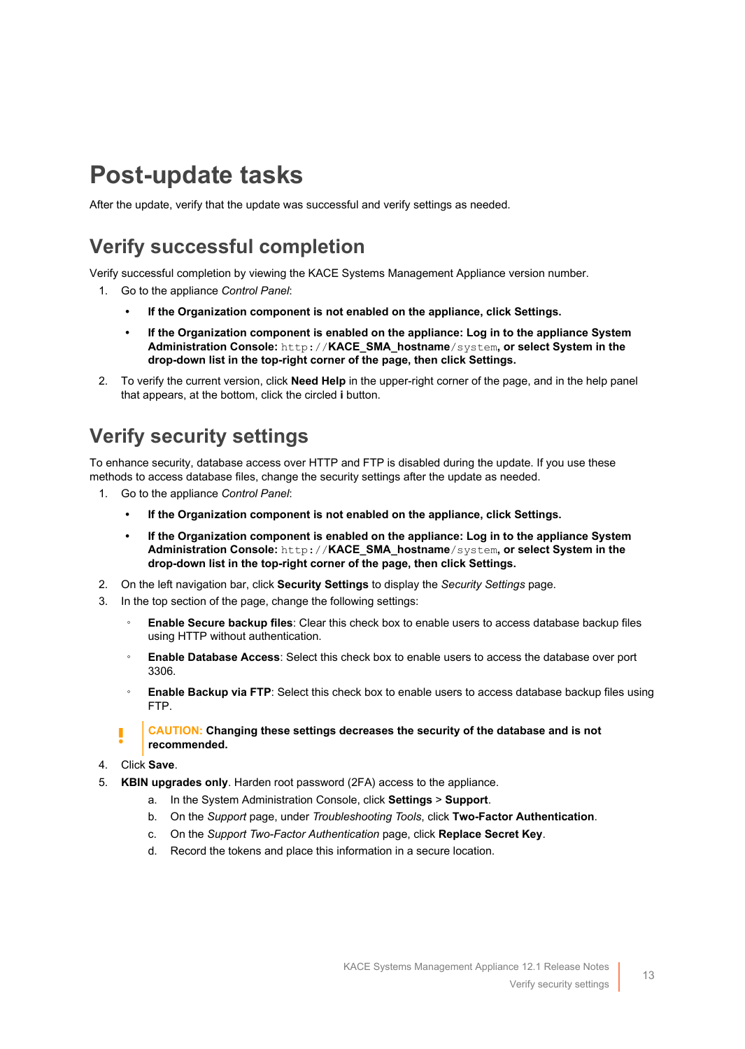# Post-update tasks

After the update, verify that the update was successful and verify settings as needed.

## Verify successful completion

Verify successful completion by viewing the KACE Systems Management Appliance version number.

1. Go to the appliance *Control Panel*:
   - **If the Organization component is not enabled on the appliance, click Settings.**
   - **If the Organization component is enabled on the appliance: Log in to the appliance System Administration Console:** `http://`**KACE_SMA_hostname**`/system`**, or select System in the drop-down list in the top-right corner of the page, then click Settings.**
2. To verify the current version, click **Need Help** in the upper-right corner of the page, and in the help panel that appears, at the bottom, click the circled **i** button.

## Verify security settings

To enhance security, database access over HTTP and FTP is disabled during the update. If you use these methods to access database files, change the security settings after the update as needed.

1. Go to the appliance *Control Panel*:
   - **If the Organization component is not enabled on the appliance, click Settings.**
   - **If the Organization component is enabled on the appliance: Log in to the appliance System Administration Console:** `http://`**KACE_SMA_hostname**`/system`**, or select System in the drop-down list in the top-right corner of the page, then click Settings.**
2. On the left navigation bar, click **Security Settings** to display the *Security Settings* page.
3. In the top section of the page, change the following settings:
   - **Enable Secure backup files**: Clear this check box to enable users to access database backup files using HTTP without authentication.
   - **Enable Database Access**: Select this check box to enable users to access the database over port 3306.
   - **Enable Backup via FTP**: Select this check box to enable users to access database backup files using FTP.

   > **CAUTION: Changing these settings decreases the security of the database and is not recommended.**

4. Click **Save**.
5. **KBIN upgrades only**. Harden root password (2FA) access to the appliance.
   a. In the System Administration Console, click **Settings** > **Support**.
   b. On the *Support* page, under *Troubleshooting Tools*, click **Two-Factor Authentication**.
   c. On the *Support Two-Factor Authentication* page, click **Replace Secret Key**.
   d. Record the tokens and place this information in a secure location.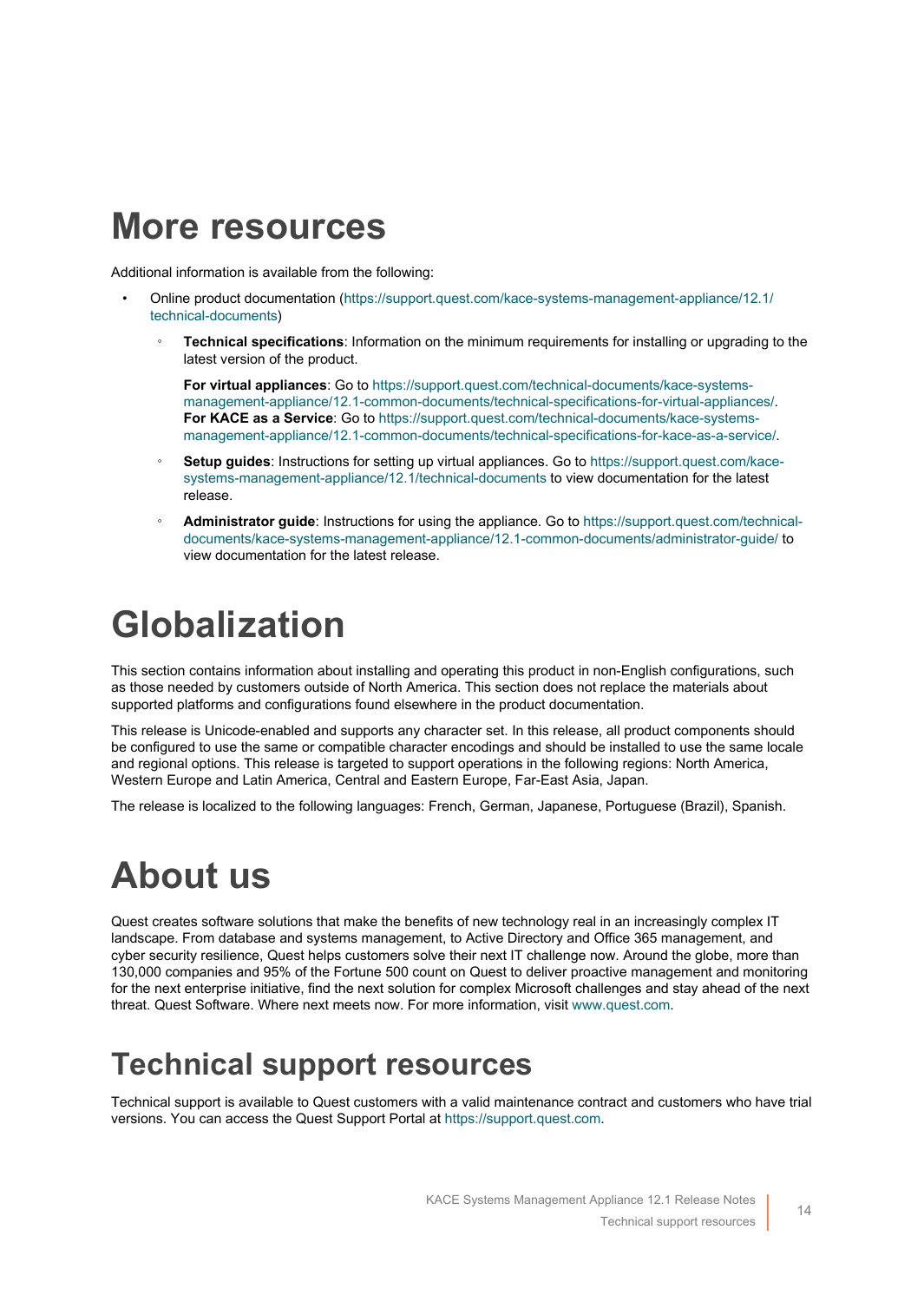# More resources

Additional information is available from the following:

- Online product documentation (https://support.quest.com/kace-systems-management-appliance/12.1/technical-documents)
    - **Technical specifications**: Information on the minimum requirements for installing or upgrading to the latest version of the product.

      **For virtual appliances**: Go to https://support.quest.com/technical-documents/kace-systems-management-appliance/12.1-common-documents/technical-specifications-for-virtual-appliances/.
      **For KACE as a Service**: Go to https://support.quest.com/technical-documents/kace-systems-management-appliance/12.1-common-documents/technical-specifications-for-kace-as-a-service/.
    - **Setup guides**: Instructions for setting up virtual appliances. Go to https://support.quest.com/kace-systems-management-appliance/12.1/technical-documents to view documentation for the latest release.
    - **Administrator guide**: Instructions for using the appliance. Go to https://support.quest.com/technical-documents/kace-systems-management-appliance/12.1-common-documents/administrator-guide/ to view documentation for the latest release.

# Globalization

This section contains information about installing and operating this product in non-English configurations, such as those needed by customers outside of North America. This section does not replace the materials about supported platforms and configurations found elsewhere in the product documentation.

This release is Unicode-enabled and supports any character set. In this release, all product components should be configured to use the same or compatible character encodings and should be installed to use the same locale and regional options. This release is targeted to support operations in the following regions: North America, Western Europe and Latin America, Central and Eastern Europe, Far-East Asia, Japan.

The release is localized to the following languages: French, German, Japanese, Portuguese (Brazil), Spanish.

# About us

Quest creates software solutions that make the benefits of new technology real in an increasingly complex IT landscape. From database and systems management, to Active Directory and Office 365 management, and cyber security resilience, Quest helps customers solve their next IT challenge now. Around the globe, more than 130,000 companies and 95% of the Fortune 500 count on Quest to deliver proactive management and monitoring for the next enterprise initiative, find the next solution for complex Microsoft challenges and stay ahead of the next threat. Quest Software. Where next meets now. For more information, visit www.quest.com.

## Technical support resources

Technical support is available to Quest customers with a valid maintenance contract and customers who have trial versions. You can access the Quest Support Portal at https://support.quest.com.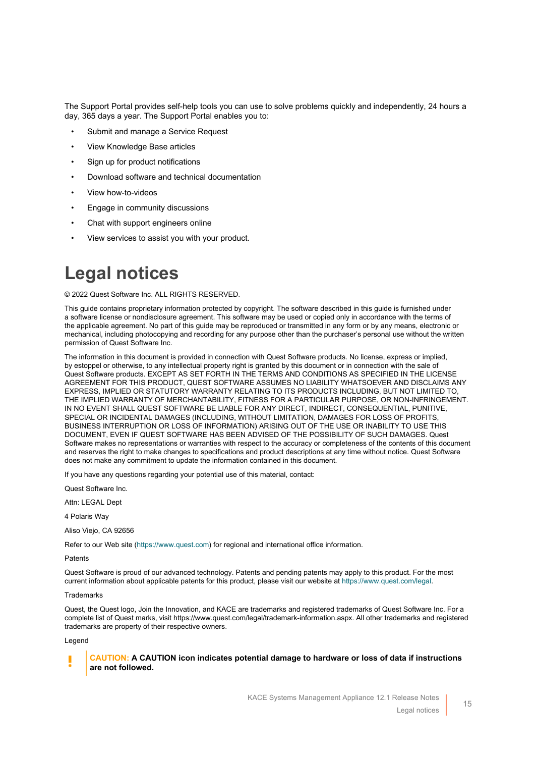The Support Portal provides self-help tools you can use to solve problems quickly and independently, 24 hours a day, 365 days a year. The Support Portal enables you to:

- Submit and manage a Service Request
- View Knowledge Base articles
- Sign up for product notifications
- Download software and technical documentation
- View how-to-videos
- Engage in community discussions
- Chat with support engineers online
- View services to assist you with your product.

# Legal notices

© 2022 Quest Software Inc. ALL RIGHTS RESERVED.

This guide contains proprietary information protected by copyright. The software described in this guide is furnished under a software license or nondisclosure agreement. This software may be used or copied only in accordance with the terms of the applicable agreement. No part of this guide may be reproduced or transmitted in any form or by any means, electronic or mechanical, including photocopying and recording for any purpose other than the purchaser's personal use without the written permission of Quest Software Inc.

The information in this document is provided in connection with Quest Software products. No license, express or implied, by estoppel or otherwise, to any intellectual property right is granted by this document or in connection with the sale of Quest Software products. EXCEPT AS SET FORTH IN THE TERMS AND CONDITIONS AS SPECIFIED IN THE LICENSE AGREEMENT FOR THIS PRODUCT, QUEST SOFTWARE ASSUMES NO LIABILITY WHATSOEVER AND DISCLAIMS ANY EXPRESS, IMPLIED OR STATUTORY WARRANTY RELATING TO ITS PRODUCTS INCLUDING, BUT NOT LIMITED TO, THE IMPLIED WARRANTY OF MERCHANTABILITY, FITNESS FOR A PARTICULAR PURPOSE, OR NON-INFRINGEMENT. IN NO EVENT SHALL QUEST SOFTWARE BE LIABLE FOR ANY DIRECT, INDIRECT, CONSEQUENTIAL, PUNITIVE, SPECIAL OR INCIDENTAL DAMAGES (INCLUDING, WITHOUT LIMITATION, DAMAGES FOR LOSS OF PROFITS, BUSINESS INTERRUPTION OR LOSS OF INFORMATION) ARISING OUT OF THE USE OR INABILITY TO USE THIS DOCUMENT, EVEN IF QUEST SOFTWARE HAS BEEN ADVISED OF THE POSSIBILITY OF SUCH DAMAGES. Quest Software makes no representations or warranties with respect to the accuracy or completeness of the contents of this document and reserves the right to make changes to specifications and product descriptions at any time without notice. Quest Software does not make any commitment to update the information contained in this document.

If you have any questions regarding your potential use of this material, contact:

Quest Software Inc.

Attn: LEGAL Dept

4 Polaris Way

Aliso Viejo, CA 92656

Refer to our Web site (https://www.quest.com) for regional and international office information.

Patents

Quest Software is proud of our advanced technology. Patents and pending patents may apply to this product. For the most current information about applicable patents for this product, please visit our website at https://www.quest.com/legal.

Trademarks

Quest, the Quest logo, Join the Innovation, and KACE are trademarks and registered trademarks of Quest Software Inc. For a complete list of Quest marks, visit https://www.quest.com/legal/trademark-information.aspx. All other trademarks and registered trademarks are property of their respective owners.

Legend

**CAUTION: A CAUTION icon indicates potential damage to hardware or loss of data if instructions are not followed.**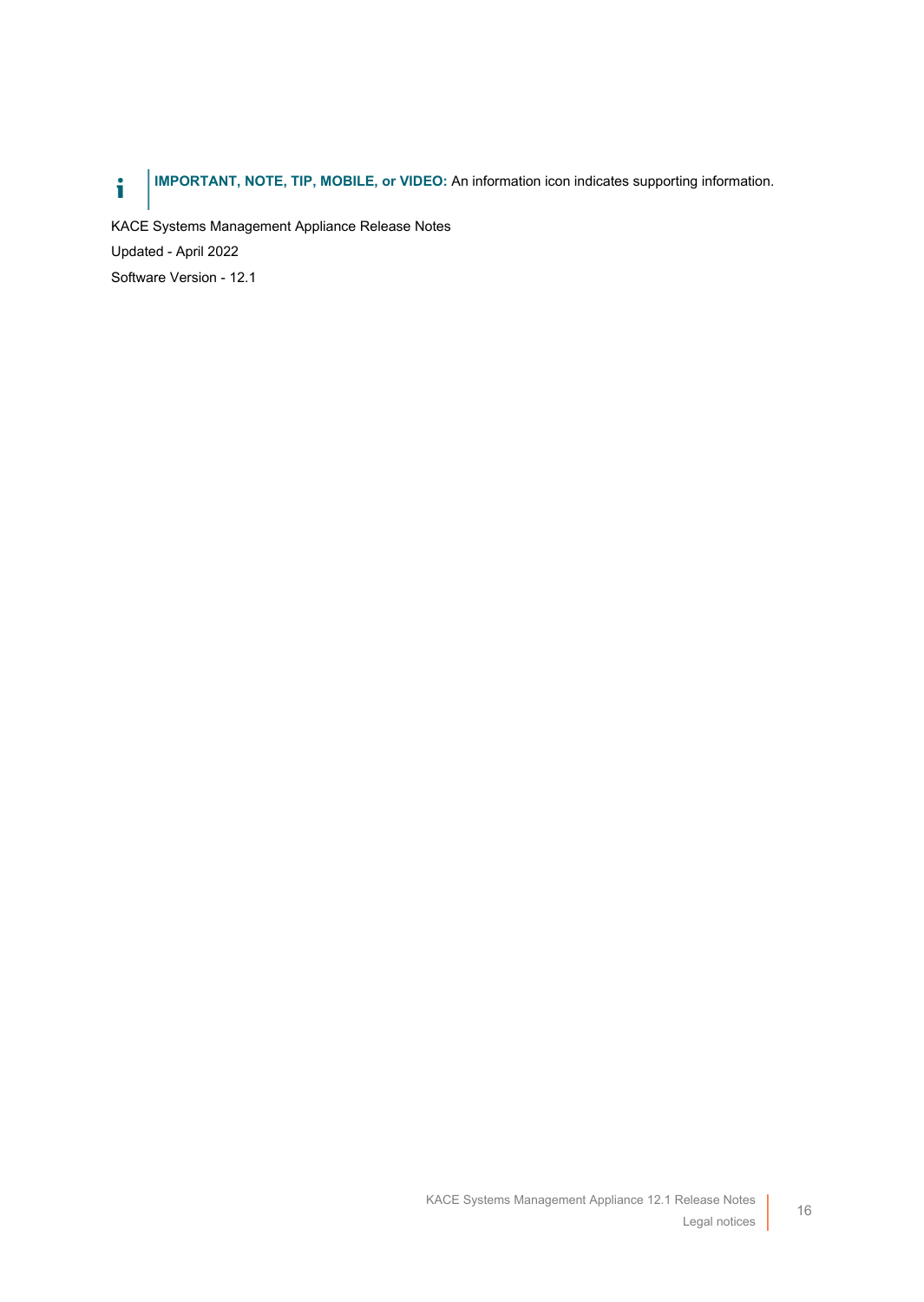**IMPORTANT, NOTE, TIP, MOBILE, or VIDEO:** An information icon indicates supporting information.

KACE Systems Management Appliance Release Notes

Updated - April 2022

Software Version - 12.1